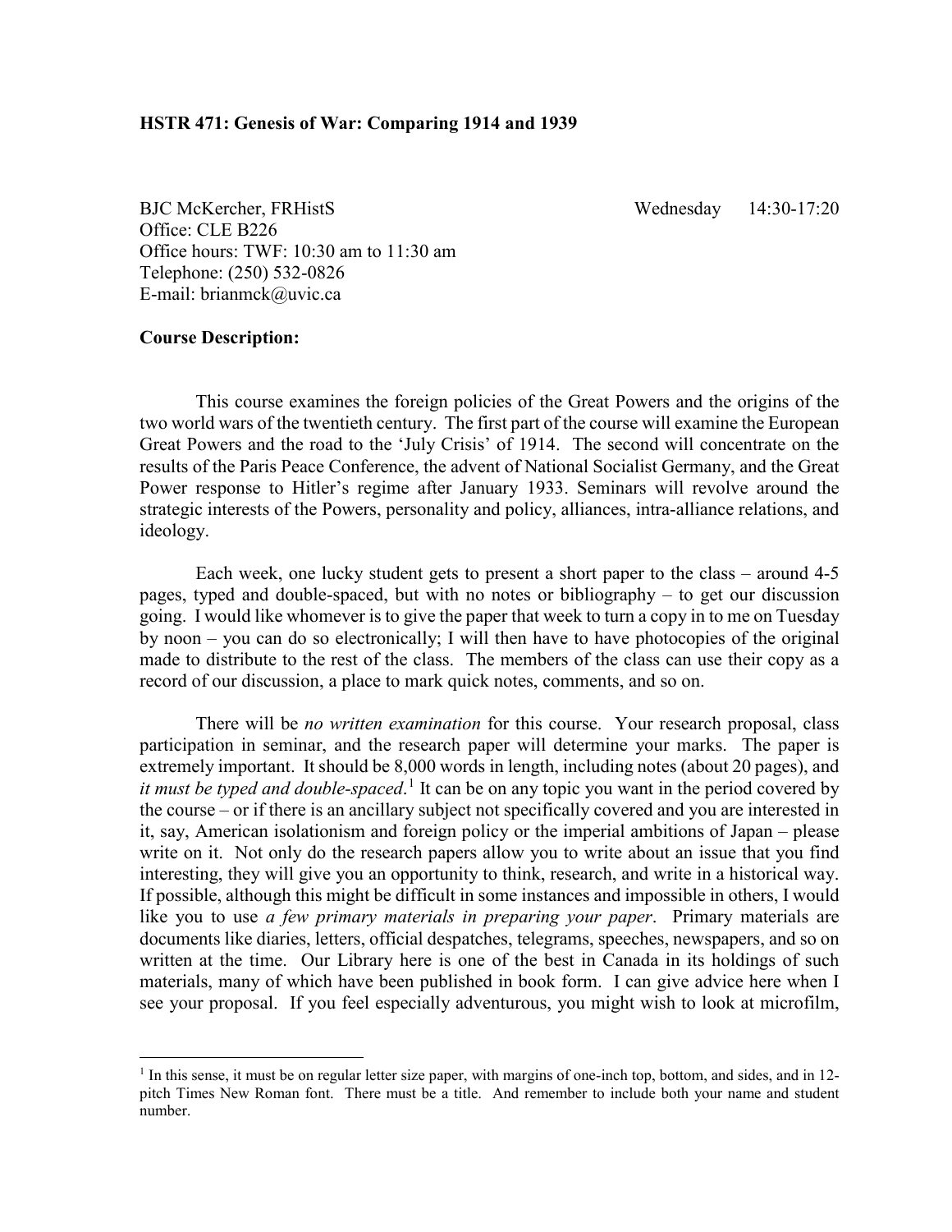**HSTR 471: Genesis of War: Comparing 1914 and 1939**

BJC McKercher, FRHistS  Wednesday 14:30-17:20
Office: CLE B226
Office hours: TWF: 10:30 am to 11:30 am
Telephone: (250) 532-0826
E-mail: brianmck@uvic.ca

**Course Description:**

This course examines the foreign policies of the Great Powers and the origins of the two world wars of the twentieth century. The first part of the course will examine the European Great Powers and the road to the 'July Crisis' of 1914. The second will concentrate on the results of the Paris Peace Conference, the advent of National Socialist Germany, and the Great Power response to Hitler's regime after January 1933. Seminars will revolve around the strategic interests of the Powers, personality and policy, alliances, intra-alliance relations, and ideology.

Each week, one lucky student gets to present a short paper to the class – around 4-5 pages, typed and double-spaced, but with no notes or bibliography – to get our discussion going. I would like whomever is to give the paper that week to turn a copy in to me on Tuesday by noon – you can do so electronically; I will then have to have photocopies of the original made to distribute to the rest of the class. The members of the class can use their copy as a record of our discussion, a place to mark quick notes, comments, and so on.

There will be *no written examination* for this course. Your research proposal, class participation in seminar, and the research paper will determine your marks. The paper is extremely important. It should be 8,000 words in length, including notes (about 20 pages), and *it must be typed and double-spaced*.[1] It can be on any topic you want in the period covered by the course – or if there is an ancillary subject not specifically covered and you are interested in it, say, American isolationism and foreign policy or the imperial ambitions of Japan – please write on it. Not only do the research papers allow you to write about an issue that you find interesting, they will give you an opportunity to think, research, and write in a historical way. If possible, although this might be difficult in some instances and impossible in others, I would like you to use *a few primary materials in preparing your paper*. Primary materials are documents like diaries, letters, official despatches, telegrams, speeches, newspapers, and so on written at the time. Our Library here is one of the best in Canada in its holdings of such materials, many of which have been published in book form. I can give advice here when I see your proposal. If you feel especially adventurous, you might wish to look at microfilm,

[1] In this sense, it must be on regular letter size paper, with margins of one-inch top, bottom, and sides, and in 12-pitch Times New Roman font. There must be a title. And remember to include both your name and student number.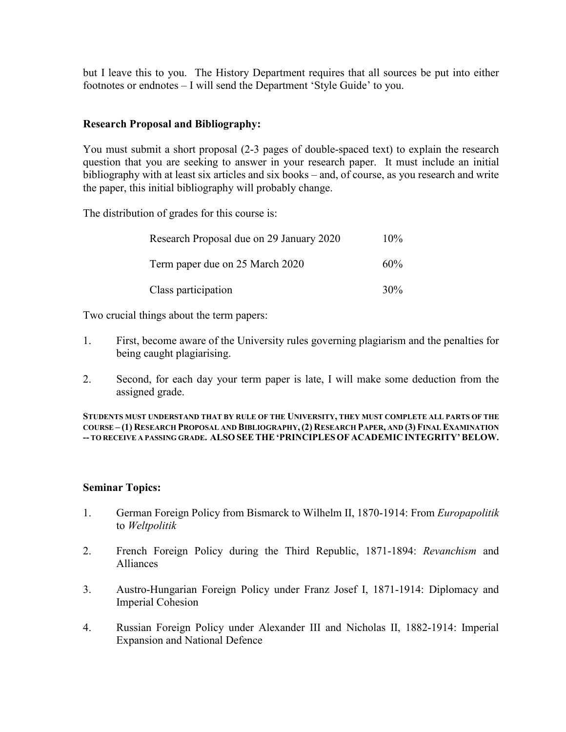but I leave this to you. The History Department requires that all sources be put into either footnotes or endnotes – I will send the Department 'Style Guide' to you.

**Research Proposal and Bibliography:**

You must submit a short proposal (2-3 pages of double-spaced text) to explain the research question that you are seeking to answer in your research paper. It must include an initial bibliography with at least six articles and six books – and, of course, as you research and write the paper, this initial bibliography will probably change.

The distribution of grades for this course is:

| | |
|---|---|
| Research Proposal due on 29 January 2020 | 10% |
| Term paper due on 25 March 2020 | 60% |
| Class participation | 30% |

Two crucial things about the term papers:

1. First, become aware of the University rules governing plagiarism and the penalties for being caught plagiarising.

2. Second, for each day your term paper is late, I will make some deduction from the assigned grade.

**STUDENTS MUST UNDERSTAND THAT BY RULE OF THE UNIVERSITY, THEY MUST COMPLETE ALL PARTS OF THE COURSE – (1) RESEARCH PROPOSAL AND BIBLIOGRAPHY, (2) RESEARCH PAPER, AND (3) FINAL EXAMINATION -- TO RECEIVE A PASSING GRADE. ALSO SEE THE 'PRINCIPLES OF ACADEMIC INTEGRITY' BELOW.**

**Seminar Topics:**

1. German Foreign Policy from Bismarck to Wilhelm II, 1870-1914: From *Europapolitik* to *Weltpolitik*

2. French Foreign Policy during the Third Republic, 1871-1894: *Revanchism* and Alliances

3. Austro-Hungarian Foreign Policy under Franz Josef I, 1871-1914: Diplomacy and Imperial Cohesion

4. Russian Foreign Policy under Alexander III and Nicholas II, 1882-1914: Imperial Expansion and National Defence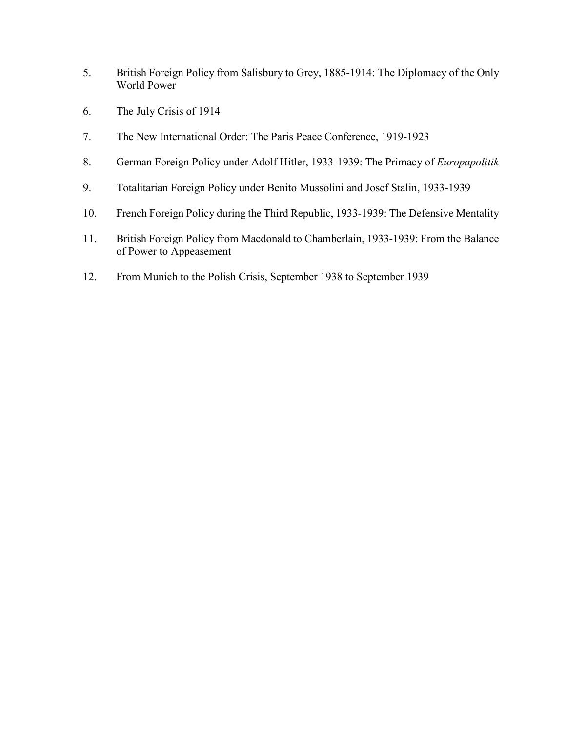5. British Foreign Policy from Salisbury to Grey, 1885-1914: The Diplomacy of the Only World Power

6. The July Crisis of 1914

7. The New International Order: The Paris Peace Conference, 1919-1923

8. German Foreign Policy under Adolf Hitler, 1933-1939: The Primacy of *Europapolitik*

9. Totalitarian Foreign Policy under Benito Mussolini and Josef Stalin, 1933-1939

10. French Foreign Policy during the Third Republic, 1933-1939: The Defensive Mentality

11. British Foreign Policy from Macdonald to Chamberlain, 1933-1939: From the Balance of Power to Appeasement

12. From Munich to the Polish Crisis, September 1938 to September 1939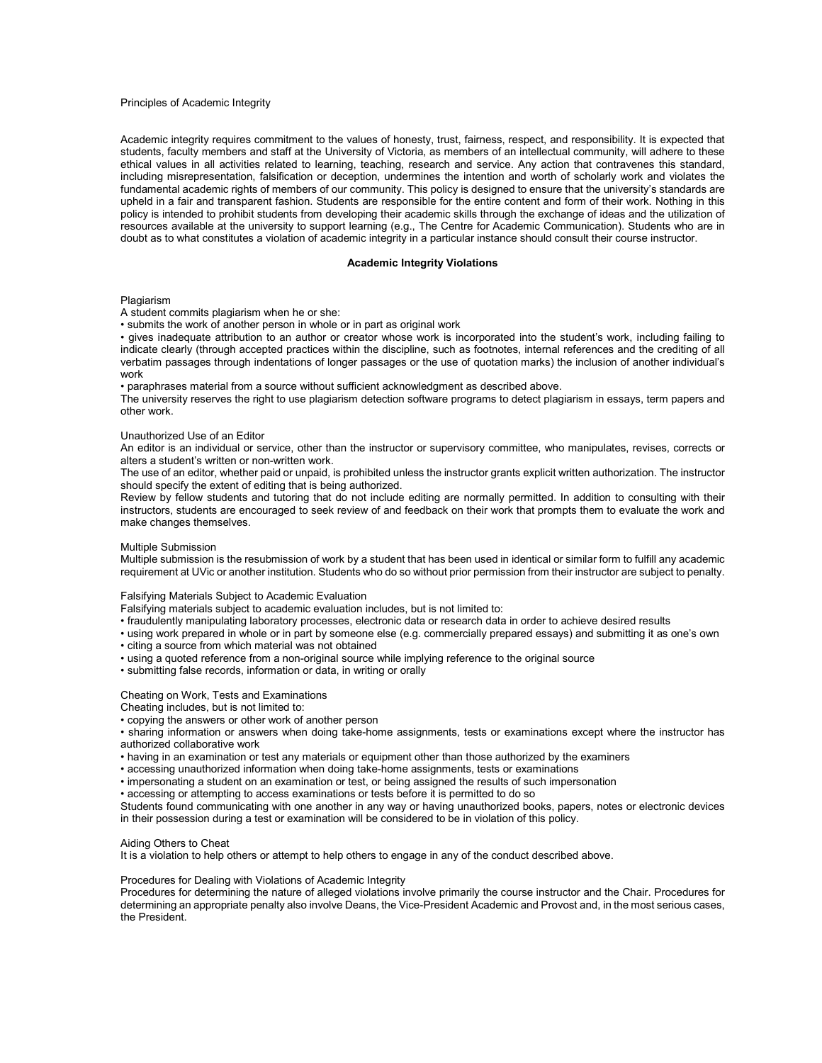Principles of Academic Integrity

Academic integrity requires commitment to the values of honesty, trust, fairness, respect, and responsibility. It is expected that students, faculty members and staff at the University of Victoria, as members of an intellectual community, will adhere to these ethical values in all activities related to learning, teaching, research and service. Any action that contravenes this standard, including misrepresentation, falsification or deception, undermines the intention and worth of scholarly work and violates the fundamental academic rights of members of our community. This policy is designed to ensure that the university's standards are upheld in a fair and transparent fashion. Students are responsible for the entire content and form of their work. Nothing in this policy is intended to prohibit students from developing their academic skills through the exchange of ideas and the utilization of resources available at the university to support learning (e.g., The Centre for Academic Communication). Students who are in doubt as to what constitutes a violation of academic integrity in a particular instance should consult their course instructor.

**Academic Integrity Violations**

Plagiarism

A student commits plagiarism when he or she:

- submits the work of another person in whole or in part as original work
- gives inadequate attribution to an author or creator whose work is incorporated into the student's work, including failing to indicate clearly (through accepted practices within the discipline, such as footnotes, internal references and the crediting of all verbatim passages through indentations of longer passages or the use of quotation marks) the inclusion of another individual's work
- paraphrases material from a source without sufficient acknowledgment as described above.

The university reserves the right to use plagiarism detection software programs to detect plagiarism in essays, term papers and other work.

Unauthorized Use of an Editor

An editor is an individual or service, other than the instructor or supervisory committee, who manipulates, revises, corrects or alters a student's written or non-written work.

The use of an editor, whether paid or unpaid, is prohibited unless the instructor grants explicit written authorization. The instructor should specify the extent of editing that is being authorized.

Review by fellow students and tutoring that do not include editing are normally permitted. In addition to consulting with their instructors, students are encouraged to seek review of and feedback on their work that prompts them to evaluate the work and make changes themselves.

Multiple Submission

Multiple submission is the resubmission of work by a student that has been used in identical or similar form to fulfill any academic requirement at UVic or another institution. Students who do so without prior permission from their instructor are subject to penalty.

Falsifying Materials Subject to Academic Evaluation

Falsifying materials subject to academic evaluation includes, but is not limited to:

- fraudulently manipulating laboratory processes, electronic data or research data in order to achieve desired results
- using work prepared in whole or in part by someone else (e.g. commercially prepared essays) and submitting it as one's own
- citing a source from which material was not obtained
- using a quoted reference from a non-original source while implying reference to the original source
- submitting false records, information or data, in writing or orally

Cheating on Work, Tests and Examinations

Cheating includes, but is not limited to:

- copying the answers or other work of another person
- sharing information or answers when doing take-home assignments, tests or examinations except where the instructor has authorized collaborative work
- having in an examination or test any materials or equipment other than those authorized by the examiners
- accessing unauthorized information when doing take-home assignments, tests or examinations
- impersonating a student on an examination or test, or being assigned the results of such impersonation
- accessing or attempting to access examinations or tests before it is permitted to do so

Students found communicating with one another in any way or having unauthorized books, papers, notes or electronic devices in their possession during a test or examination will be considered to be in violation of this policy.

Aiding Others to Cheat

It is a violation to help others or attempt to help others to engage in any of the conduct described above.

Procedures for Dealing with Violations of Academic Integrity

Procedures for determining the nature of alleged violations involve primarily the course instructor and the Chair. Procedures for determining an appropriate penalty also involve Deans, the Vice-President Academic and Provost and, in the most serious cases, the President.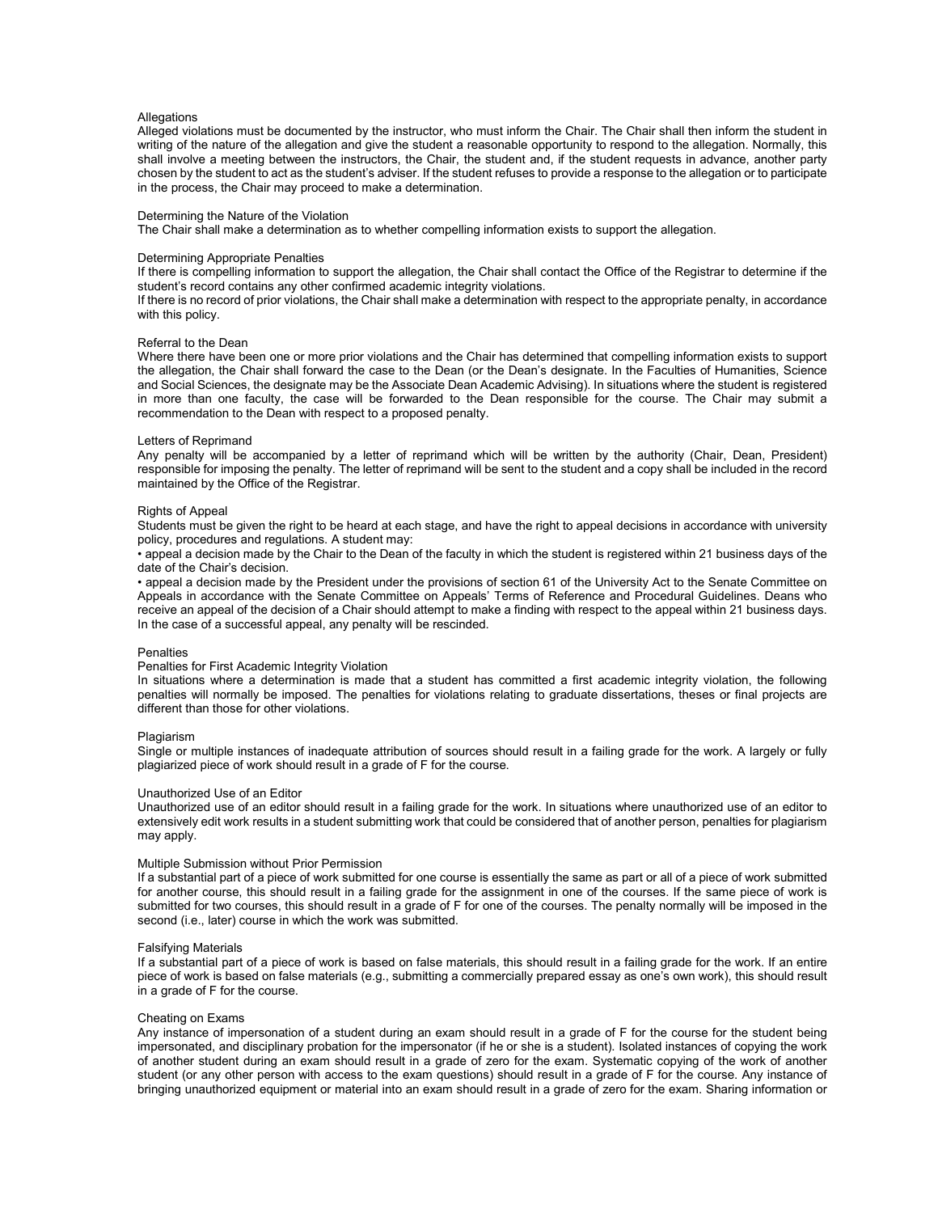### Allegations

Alleged violations must be documented by the instructor, who must inform the Chair. The Chair shall then inform the student in writing of the nature of the allegation and give the student a reasonable opportunity to respond to the allegation. Normally, this shall involve a meeting between the instructors, the Chair, the student and, if the student requests in advance, another party chosen by the student to act as the student's adviser. If the student refuses to provide a response to the allegation or to participate in the process, the Chair may proceed to make a determination.

### Determining the Nature of the Violation

The Chair shall make a determination as to whether compelling information exists to support the allegation.

### Determining Appropriate Penalties

If there is compelling information to support the allegation, the Chair shall contact the Office of the Registrar to determine if the student's record contains any other confirmed academic integrity violations.

If there is no record of prior violations, the Chair shall make a determination with respect to the appropriate penalty, in accordance with this policy.

### Referral to the Dean

Where there have been one or more prior violations and the Chair has determined that compelling information exists to support the allegation, the Chair shall forward the case to the Dean (or the Dean's designate. In the Faculties of Humanities, Science and Social Sciences, the designate may be the Associate Dean Academic Advising). In situations where the student is registered in more than one faculty, the case will be forwarded to the Dean responsible for the course. The Chair may submit a recommendation to the Dean with respect to a proposed penalty.

### Letters of Reprimand

Any penalty will be accompanied by a letter of reprimand which will be written by the authority (Chair, Dean, President) responsible for imposing the penalty. The letter of reprimand will be sent to the student and a copy shall be included in the record maintained by the Office of the Registrar.

### Rights of Appeal

Students must be given the right to be heard at each stage, and have the right to appeal decisions in accordance with university policy, procedures and regulations. A student may:

- appeal a decision made by the Chair to the Dean of the faculty in which the student is registered within 21 business days of the date of the Chair's decision.
- appeal a decision made by the President under the provisions of section 61 of the University Act to the Senate Committee on Appeals in accordance with the Senate Committee on Appeals' Terms of Reference and Procedural Guidelines. Deans who receive an appeal of the decision of a Chair should attempt to make a finding with respect to the appeal within 21 business days. In the case of a successful appeal, any penalty will be rescinded.

### Penalties

#### Penalties for First Academic Integrity Violation

In situations where a determination is made that a student has committed a first academic integrity violation, the following penalties will normally be imposed. The penalties for violations relating to graduate dissertations, theses or final projects are different than those for other violations.

#### Plagiarism

Single or multiple instances of inadequate attribution of sources should result in a failing grade for the work. A largely or fully plagiarized piece of work should result in a grade of F for the course.

#### Unauthorized Use of an Editor

Unauthorized use of an editor should result in a failing grade for the work. In situations where unauthorized use of an editor to extensively edit work results in a student submitting work that could be considered that of another person, penalties for plagiarism may apply.

#### Multiple Submission without Prior Permission

If a substantial part of a piece of work submitted for one course is essentially the same as part or all of a piece of work submitted for another course, this should result in a failing grade for the assignment in one of the courses. If the same piece of work is submitted for two courses, this should result in a grade of F for one of the courses. The penalty normally will be imposed in the second (i.e., later) course in which the work was submitted.

#### Falsifying Materials

If a substantial part of a piece of work is based on false materials, this should result in a failing grade for the work. If an entire piece of work is based on false materials (e.g., submitting a commercially prepared essay as one's own work), this should result in a grade of F for the course.

#### Cheating on Exams

Any instance of impersonation of a student during an exam should result in a grade of F for the course for the student being impersonated, and disciplinary probation for the impersonator (if he or she is a student). Isolated instances of copying the work of another student during an exam should result in a grade of zero for the exam. Systematic copying of the work of another student (or any other person with access to the exam questions) should result in a grade of F for the course. Any instance of bringing unauthorized equipment or material into an exam should result in a grade of zero for the exam. Sharing information or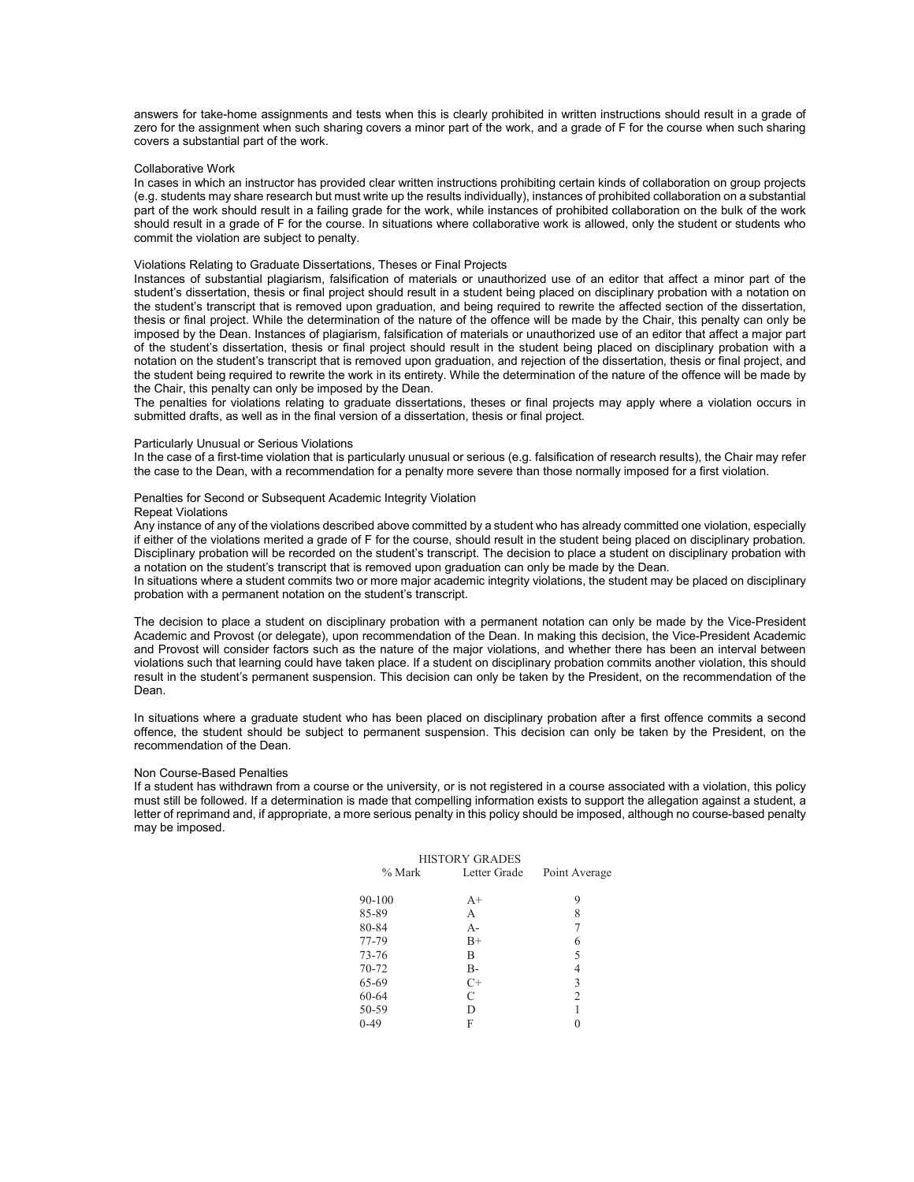answers for take-home assignments and tests when this is clearly prohibited in written instructions should result in a grade of zero for the assignment when such sharing covers a minor part of the work, and a grade of F for the course when such sharing covers a substantial part of the work.

### Collaborative Work

In cases in which an instructor has provided clear written instructions prohibiting certain kinds of collaboration on group projects (e.g. students may share research but must write up the results individually), instances of prohibited collaboration on a substantial part of the work should result in a failing grade for the work, while instances of prohibited collaboration on the bulk of the work should result in a grade of F for the course. In situations where collaborative work is allowed, only the student or students who commit the violation are subject to penalty.

### Violations Relating to Graduate Dissertations, Theses or Final Projects

Instances of substantial plagiarism, falsification of materials or unauthorized use of an editor that affect a minor part of the student's dissertation, thesis or final project should result in a student being placed on disciplinary probation with a notation on the student's transcript that is removed upon graduation, and being required to rewrite the affected section of the dissertation, thesis or final project. While the determination of the nature of the offence will be made by the Chair, this penalty can only be imposed by the Dean. Instances of plagiarism, falsification of materials or unauthorized use of an editor that affect a major part of the student's dissertation, thesis or final project should result in the student being placed on disciplinary probation with a notation on the student's transcript that is removed upon graduation, and rejection of the dissertation, thesis or final project, and the student being required to rewrite the work in its entirety. While the determination of the nature of the offence will be made by the Chair, this penalty can only be imposed by the Dean.

The penalties for violations relating to graduate dissertations, theses or final projects may apply where a violation occurs in submitted drafts, as well as in the final version of a dissertation, thesis or final project.

### Particularly Unusual or Serious Violations

In the case of a first-time violation that is particularly unusual or serious (e.g. falsification of research results), the Chair may refer the case to the Dean, with a recommendation for a penalty more severe than those normally imposed for a first violation.

### Penalties for Second or Subsequent Academic Integrity Violation

#### Repeat Violations

Any instance of any of the violations described above committed by a student who has already committed one violation, especially if either of the violations merited a grade of F for the course, should result in the student being placed on disciplinary probation. Disciplinary probation will be recorded on the student's transcript. The decision to place a student on disciplinary probation with a notation on the student's transcript that is removed upon graduation can only be made by the Dean.

In situations where a student commits two or more major academic integrity violations, the student may be placed on disciplinary probation with a permanent notation on the student's transcript.

The decision to place a student on disciplinary probation with a permanent notation can only be made by the Vice-President Academic and Provost (or delegate), upon recommendation of the Dean. In making this decision, the Vice-President Academic and Provost will consider factors such as the nature of the major violations, and whether there has been an interval between violations such that learning could have taken place. If a student on disciplinary probation commits another violation, this should result in the student's permanent suspension. This decision can only be taken by the President, on the recommendation of the Dean.

In situations where a graduate student who has been placed on disciplinary probation after a first offence commits a second offence, the student should be subject to permanent suspension. This decision can only be taken by the President, on the recommendation of the Dean.

### Non Course-Based Penalties

If a student has withdrawn from a course or the university, or is not registered in a course associated with a violation, this policy must still be followed. If a determination is made that compelling information exists to support the allegation against a student, a letter of reprimand and, if appropriate, a more serious penalty in this policy should be imposed, although no course-based penalty may be imposed.

HISTORY GRADES

| % Mark | Letter Grade | Point Average |
|---|---|---|
| 90-100 | A+ | 9 |
| 85-89 | A | 8 |
| 80-84 | A- | 7 |
| 77-79 | B+ | 6 |
| 73-76 | B | 5 |
| 70-72 | B- | 4 |
| 65-69 | C+ | 3 |
| 60-64 | C | 2 |
| 50-59 | D | 1 |
| 0-49 | F | 0 |